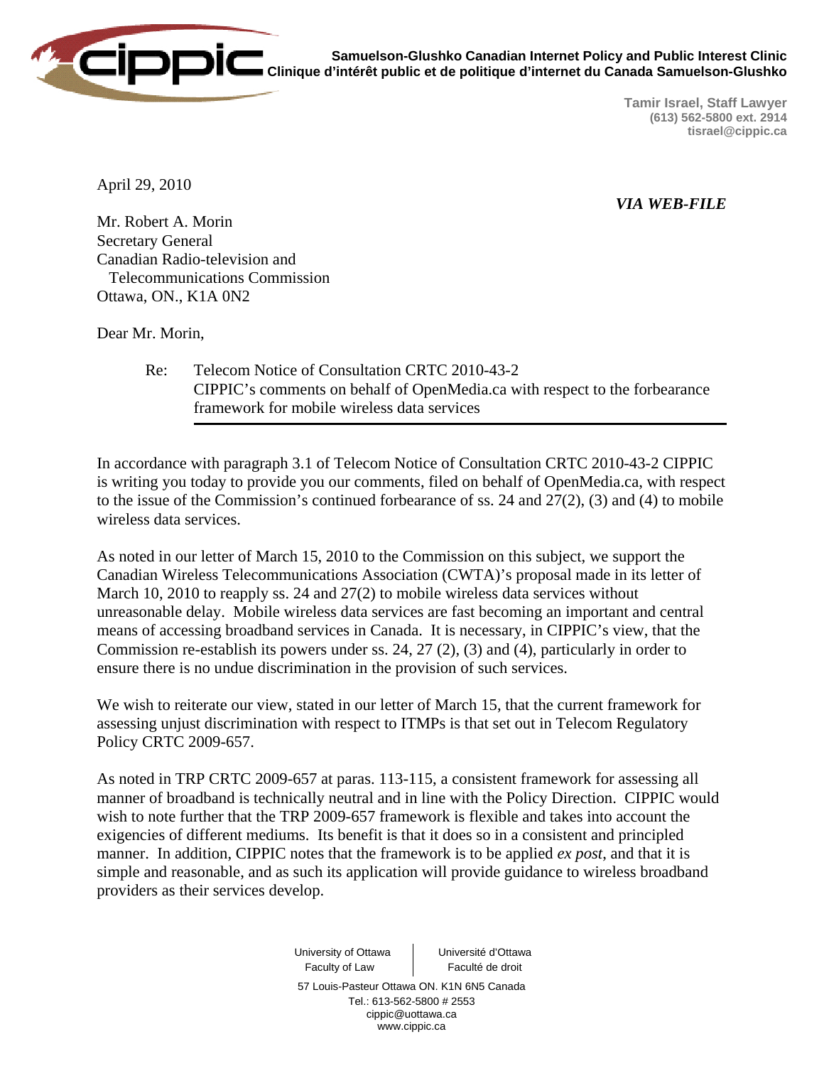**Samuelson-Glushko Canadian Internet Policy and Public Interest Clinic**
**Clinique d'intérêt public et de politique d'internet du Canada Samuelson-Glushko**

**Tamir Israel, Staff Lawyer**
**(613) 562-5800 ext. 2914**
**tisrael@cippic.ca**

April 29, 2010

***VIA WEB-FILE***

Mr. Robert A. Morin
Secretary General
Canadian Radio-television and
Telecommunications Commission
Ottawa, ON., K1A 0N2

Dear Mr. Morin,

Re: Telecom Notice of Consultation CRTC 2010-43-2
CIPPIC's comments on behalf of OpenMedia.ca with respect to the forbearance framework for mobile wireless data services

In accordance with paragraph 3.1 of Telecom Notice of Consultation CRTC 2010-43-2 CIPPIC is writing you today to provide you our comments, filed on behalf of OpenMedia.ca, with respect to the issue of the Commission's continued forbearance of ss. 24 and 27(2), (3) and (4) to mobile wireless data services.

As noted in our letter of March 15, 2010 to the Commission on this subject, we support the Canadian Wireless Telecommunications Association (CWTA)'s proposal made in its letter of March 10, 2010 to reapply ss. 24 and 27(2) to mobile wireless data services without unreasonable delay. Mobile wireless data services are fast becoming an important and central means of accessing broadband services in Canada. It is necessary, in CIPPIC's view, that the Commission re-establish its powers under ss. 24, 27 (2), (3) and (4), particularly in order to ensure there is no undue discrimination in the provision of such services.

We wish to reiterate our view, stated in our letter of March 15, that the current framework for assessing unjust discrimination with respect to ITMPs is that set out in Telecom Regulatory Policy CRTC 2009-657.

As noted in TRP CRTC 2009-657 at paras. 113-115, a consistent framework for assessing all manner of broadband is technically neutral and in line with the Policy Direction. CIPPIC would wish to note further that the TRP 2009-657 framework is flexible and takes into account the exigencies of different mediums. Its benefit is that it does so in a consistent and principled manner. In addition, CIPPIC notes that the framework is to be applied *ex post*, and that it is simple and reasonable, and as such its application will provide guidance to wireless broadband providers as their services develop.

University of Ottawa | Université d'Ottawa
Faculty of Law | Faculté de droit

57 Louis-Pasteur Ottawa ON. K1N 6N5 Canada
Tel.: 613-562-5800 # 2553
cippic@uottawa.ca
www.cippic.ca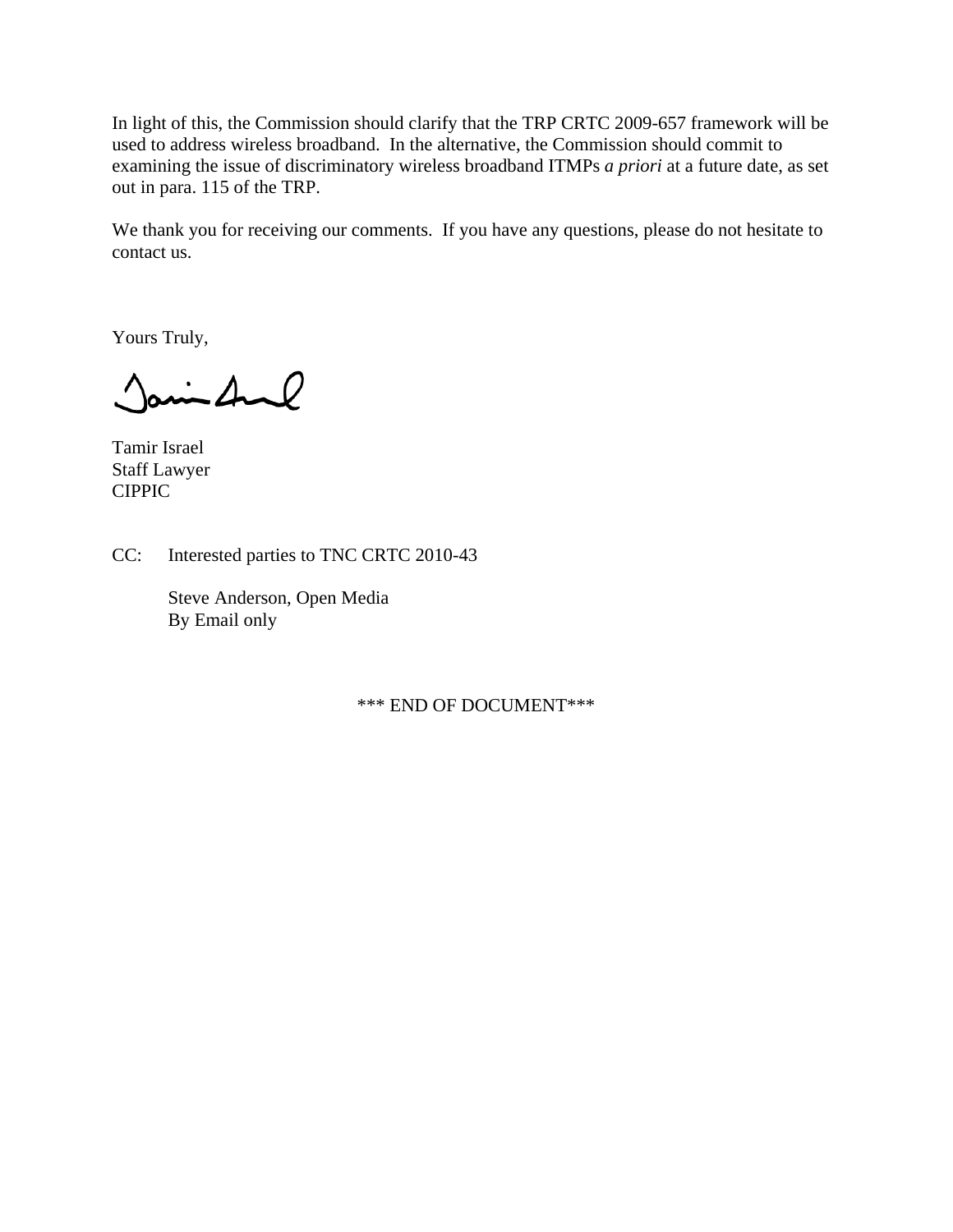In light of this, the Commission should clarify that the TRP CRTC 2009-657 framework will be used to address wireless broadband. In the alternative, the Commission should commit to examining the issue of discriminatory wireless broadband ITMPs *a priori* at a future date, as set out in para. 115 of the TRP.

We thank you for receiving our comments. If you have any questions, please do not hesitate to contact us.

Yours Truly,

Tamir Israel
Staff Lawyer
CIPPIC

CC: Interested parties to TNC CRTC 2010-43

Steve Anderson, Open Media
By Email only

*** END OF DOCUMENT***